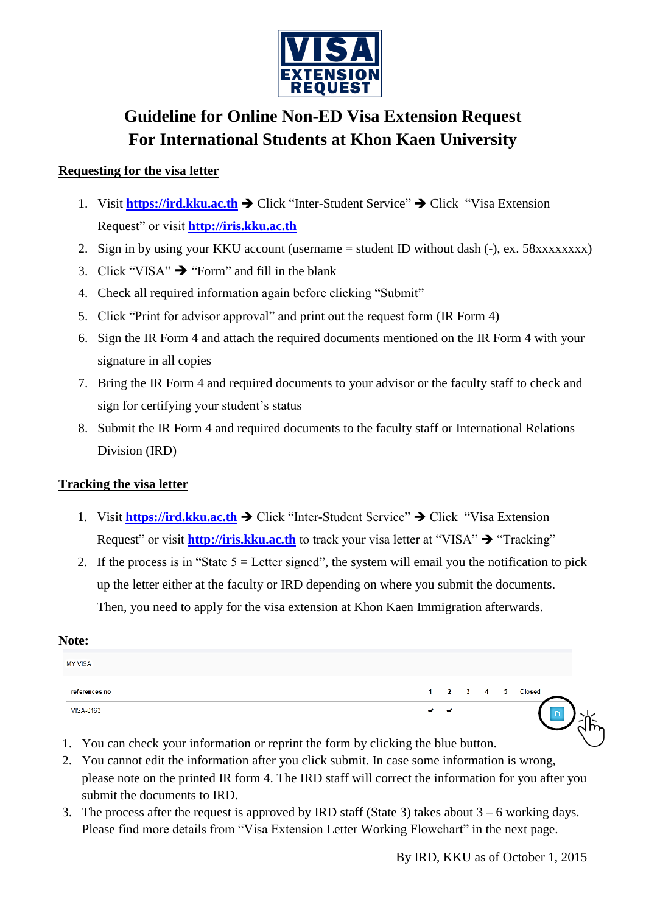# VISA EXTENSION REQUEST

# Guideline for Online Non-ED Visa Extension Request
# For International Students at Khon Kaen University

## Requesting for the visa letter

1. Visit **https://ird.kku.ac.th** ➔ Click "Inter-Student Service" ➔ Click "Visa Extension Request" or visit **http://iris.kku.ac.th**
2. Sign in by using your KKU account (username = student ID without dash (-), ex. 58xxxxxxxx)
3. Click "VISA" ➔ "Form" and fill in the blank
4. Check all required information again before clicking "Submit"
5. Click "Print for advisor approval" and print out the request form (IR Form 4)
6. Sign the IR Form 4 and attach the required documents mentioned on the IR Form 4 with your signature in all copies
7. Bring the IR Form 4 and required documents to your advisor or the faculty staff to check and sign for certifying your student's status
8. Submit the IR Form 4 and required documents to the faculty staff or International Relations Division (IRD)

## Tracking the visa letter

1. Visit **https://ird.kku.ac.th** ➔ Click "Inter-Student Service" ➔ Click "Visa Extension Request" or visit **http://iris.kku.ac.th** to track your visa letter at "VISA" ➔ "Tracking"
2. If the process is in "State 5 = Letter signed", the system will email you the notification to pick up the letter either at the faculty or IRD depending on where you submit the documents. Then, you need to apply for the visa extension at Khon Kaen Immigration afterwards.

**Note:**

MY VISA

| references no | 1 | 2 | 3 | 4 | 5 | Closed |
|---|---|---|---|---|---|---|
| VISA-0163 | ✔ | ✔ | | | | |

1. You can check your information or reprint the form by clicking the blue button.
2. You cannot edit the information after you click submit. In case some information is wrong, please note on the printed IR form 4. The IRD staff will correct the information for you after you submit the documents to IRD.
3. The process after the request is approved by IRD staff (State 3) takes about 3 – 6 working days. Please find more details from "Visa Extension Letter Working Flowchart" in the next page.

By IRD, KKU as of October 1, 2015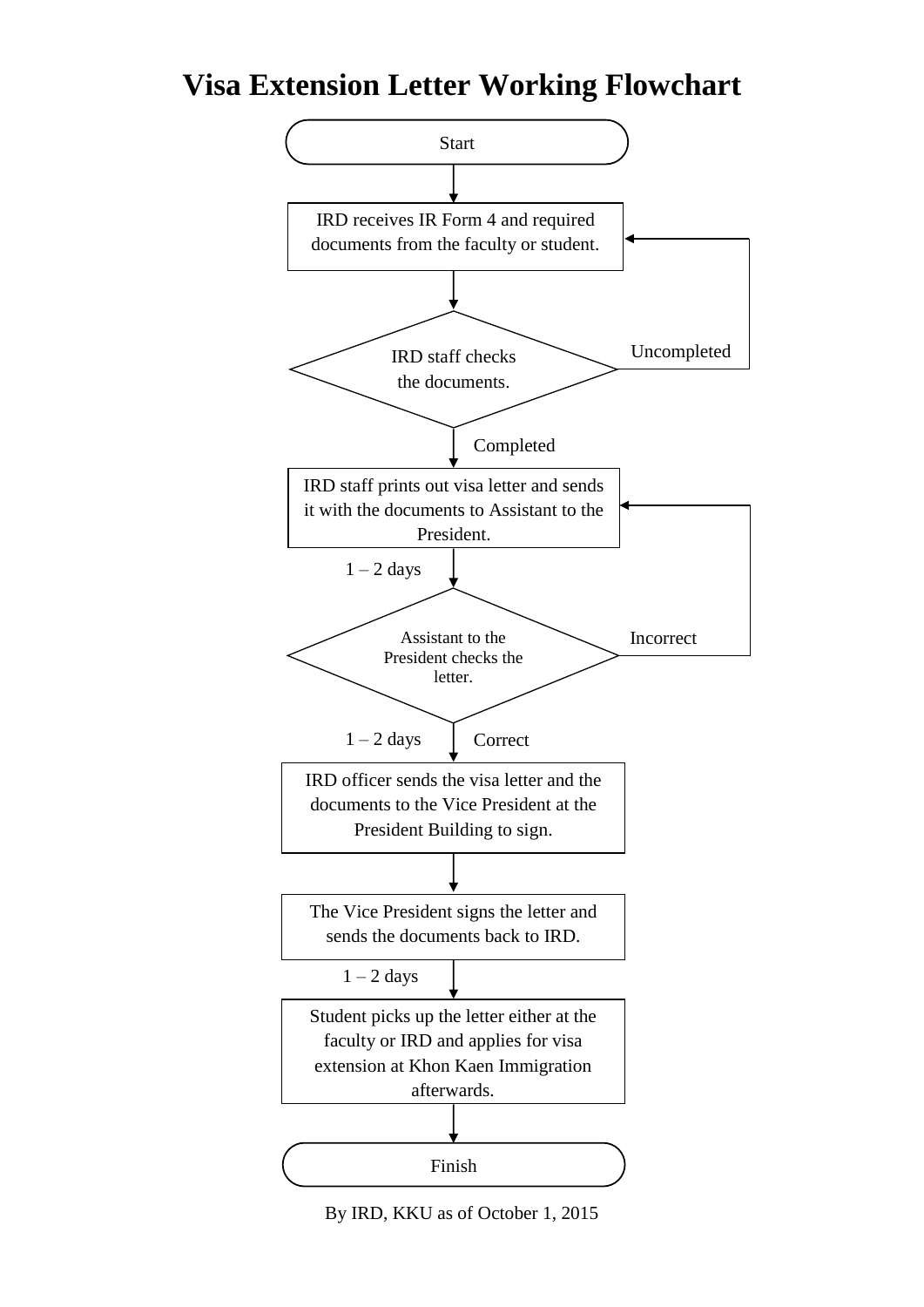# Visa Extension Letter Working Flowchart

Start

IRD receives IR Form 4 and required documents from the faculty or student.

IRD staff checks the documents.

Uncompleted

Completed

IRD staff prints out visa letter and sends it with the documents to Assistant to the President.

1 – 2 days

Assistant to the President checks the letter.

Incorrect

1 – 2 days

Correct

IRD officer sends the visa letter and the documents to the Vice President at the President Building to sign.

The Vice President signs the letter and sends the documents back to IRD.

1 – 2 days

Student picks up the letter either at the faculty or IRD and applies for visa extension at Khon Kaen Immigration afterwards.

Finish

By IRD, KKU as of October 1, 2015